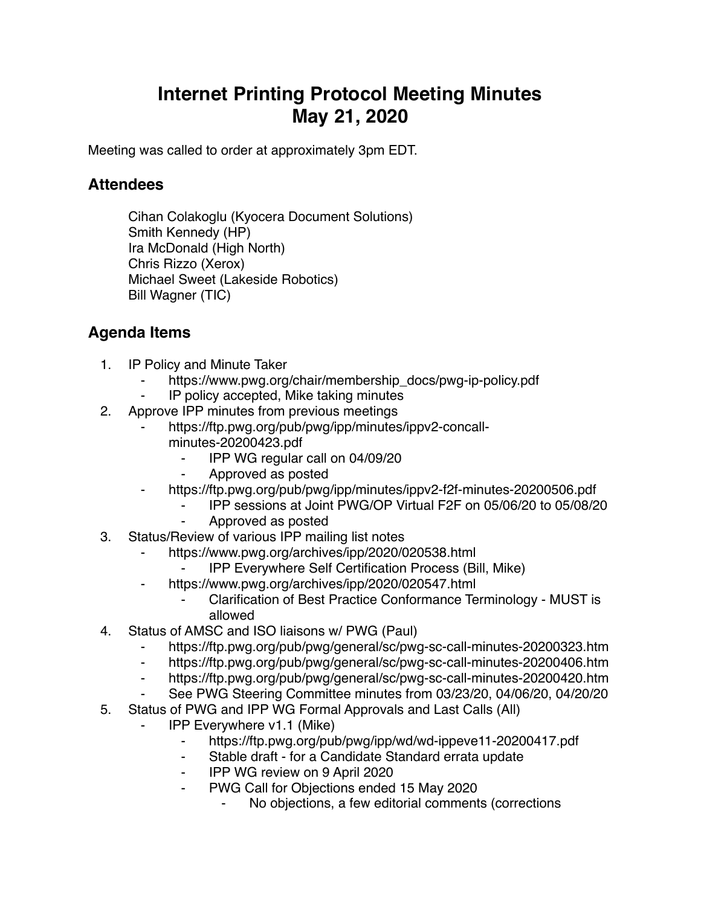# Internet Printing Protocol Meeting Minutes
# May 21, 2020

Meeting was called to order at approximately 3pm EDT.

## Attendees

Cihan Colakoglu (Kyocera Document Solutions)
Smith Kennedy (HP)
Ira McDonald (High North)
Chris Rizzo (Xerox)
Michael Sweet (Lakeside Robotics)
Bill Wagner (TIC)

## Agenda Items

1. IP Policy and Minute Taker
    - https://www.pwg.org/chair/membership_docs/pwg-ip-policy.pdf
    - IP policy accepted, Mike taking minutes
2. Approve IPP minutes from previous meetings
    - https://ftp.pwg.org/pub/pwg/ipp/minutes/ippv2-concall-minutes-20200423.pdf
        - IPP WG regular call on 04/09/20
        - Approved as posted
    - https://ftp.pwg.org/pub/pwg/ipp/minutes/ippv2-f2f-minutes-20200506.pdf
        - IPP sessions at Joint PWG/OP Virtual F2F on 05/06/20 to 05/08/20
        - Approved as posted
3. Status/Review of various IPP mailing list notes
    - https://www.pwg.org/archives/ipp/2020/020538.html
        - IPP Everywhere Self Certification Process (Bill, Mike)
    - https://www.pwg.org/archives/ipp/2020/020547.html
        - Clarification of Best Practice Conformance Terminology - MUST is allowed
4. Status of AMSC and ISO liaisons w/ PWG (Paul)
    - https://ftp.pwg.org/pub/pwg/general/sc/pwg-sc-call-minutes-20200323.htm
    - https://ftp.pwg.org/pub/pwg/general/sc/pwg-sc-call-minutes-20200406.htm
    - https://ftp.pwg.org/pub/pwg/general/sc/pwg-sc-call-minutes-20200420.htm
    - See PWG Steering Committee minutes from 03/23/20, 04/06/20, 04/20/20
5. Status of PWG and IPP WG Formal Approvals and Last Calls (All)
    - IPP Everywhere v1.1 (Mike)
        - https://ftp.pwg.org/pub/pwg/ipp/wd/wd-ippeve11-20200417.pdf
        - Stable draft - for a Candidate Standard errata update
        - IPP WG review on 9 April 2020
        - PWG Call for Objections ended 15 May 2020
            - No objections, a few editorial comments (corrections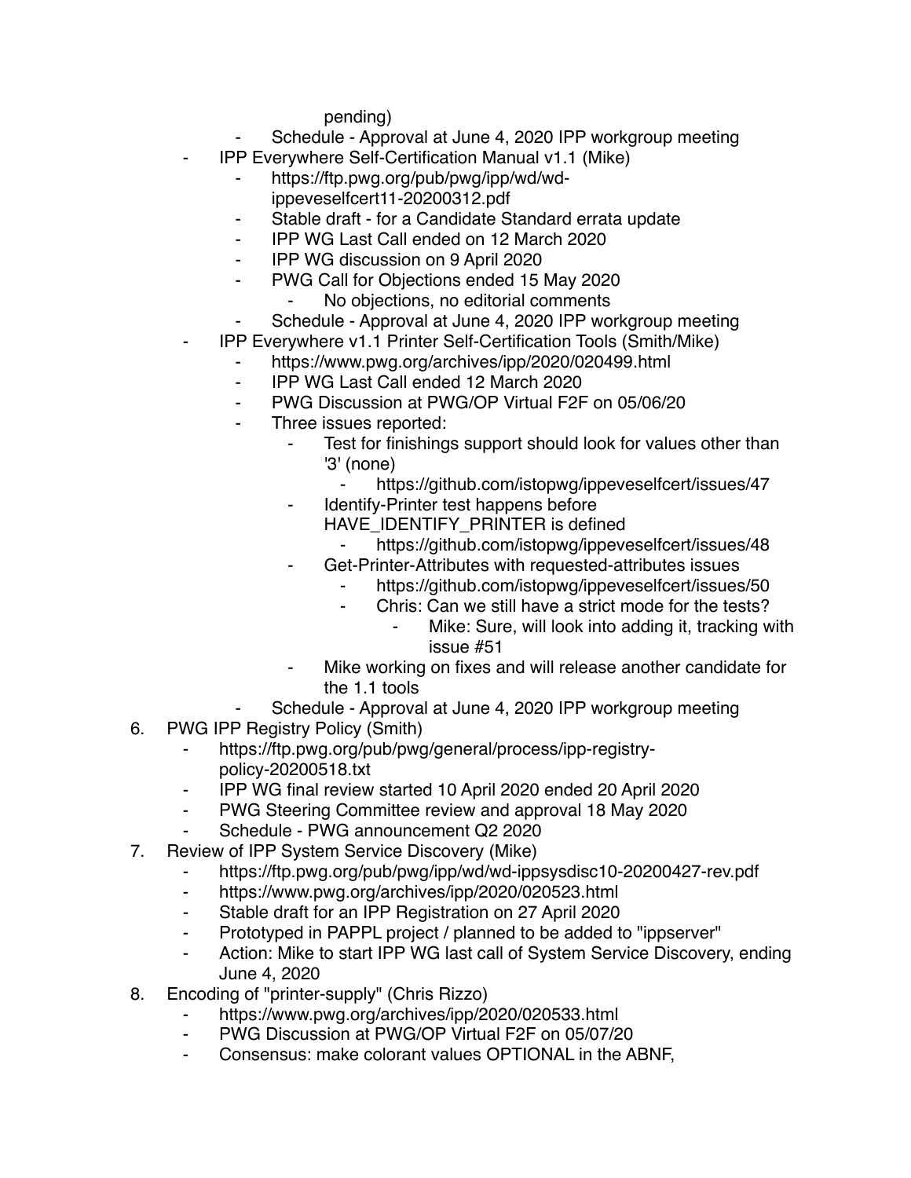pending)
        - Schedule - Approval at June 4, 2020 IPP workgroup meeting
    - IPP Everywhere Self-Certification Manual v1.1 (Mike)
        - https://ftp.pwg.org/pub/pwg/ipp/wd/wd-ippeveselfcert11-20200312.pdf
        - Stable draft - for a Candidate Standard errata update
        - IPP WG Last Call ended on 12 March 2020
        - IPP WG discussion on 9 April 2020
        - PWG Call for Objections ended 15 May 2020
            - No objections, no editorial comments
        - Schedule - Approval at June 4, 2020 IPP workgroup meeting
    - IPP Everywhere v1.1 Printer Self-Certification Tools (Smith/Mike)
        - https://www.pwg.org/archives/ipp/2020/020499.html
        - IPP WG Last Call ended 12 March 2020
        - PWG Discussion at PWG/OP Virtual F2F on 05/06/20
        - Three issues reported:
            - Test for finishings support should look for values other than '3' (none)
                - https://github.com/istopwg/ippeveselfcert/issues/47
            - Identify-Printer test happens before HAVE_IDENTIFY_PRINTER is defined
                - https://github.com/istopwg/ippeveselfcert/issues/48
            - Get-Printer-Attributes with requested-attributes issues
                - https://github.com/istopwg/ippeveselfcert/issues/50
                - Chris: Can we still have a strict mode for the tests?
                    - Mike: Sure, will look into adding it, tracking with issue #51
            - Mike working on fixes and will release another candidate for the 1.1 tools
        - Schedule - Approval at June 4, 2020 IPP workgroup meeting

6. PWG IPP Registry Policy (Smith)
    - https://ftp.pwg.org/pub/pwg/general/process/ipp-registry-policy-20200518.txt
    - IPP WG final review started 10 April 2020 ended 20 April 2020
    - PWG Steering Committee review and approval 18 May 2020
    - Schedule - PWG announcement Q2 2020
7. Review of IPP System Service Discovery (Mike)
    - https://ftp.pwg.org/pub/pwg/ipp/wd/wd-ippsysdisc10-20200427-rev.pdf
    - https://www.pwg.org/archives/ipp/2020/020523.html
    - Stable draft for an IPP Registration on 27 April 2020
    - Prototyped in PAPPL project / planned to be added to "ippserver"
    - Action: Mike to start IPP WG last call of System Service Discovery, ending June 4, 2020
8. Encoding of "printer-supply" (Chris Rizzo)
    - https://www.pwg.org/archives/ipp/2020/020533.html
    - PWG Discussion at PWG/OP Virtual F2F on 05/07/20
    - Consensus: make colorant values OPTIONAL in the ABNF,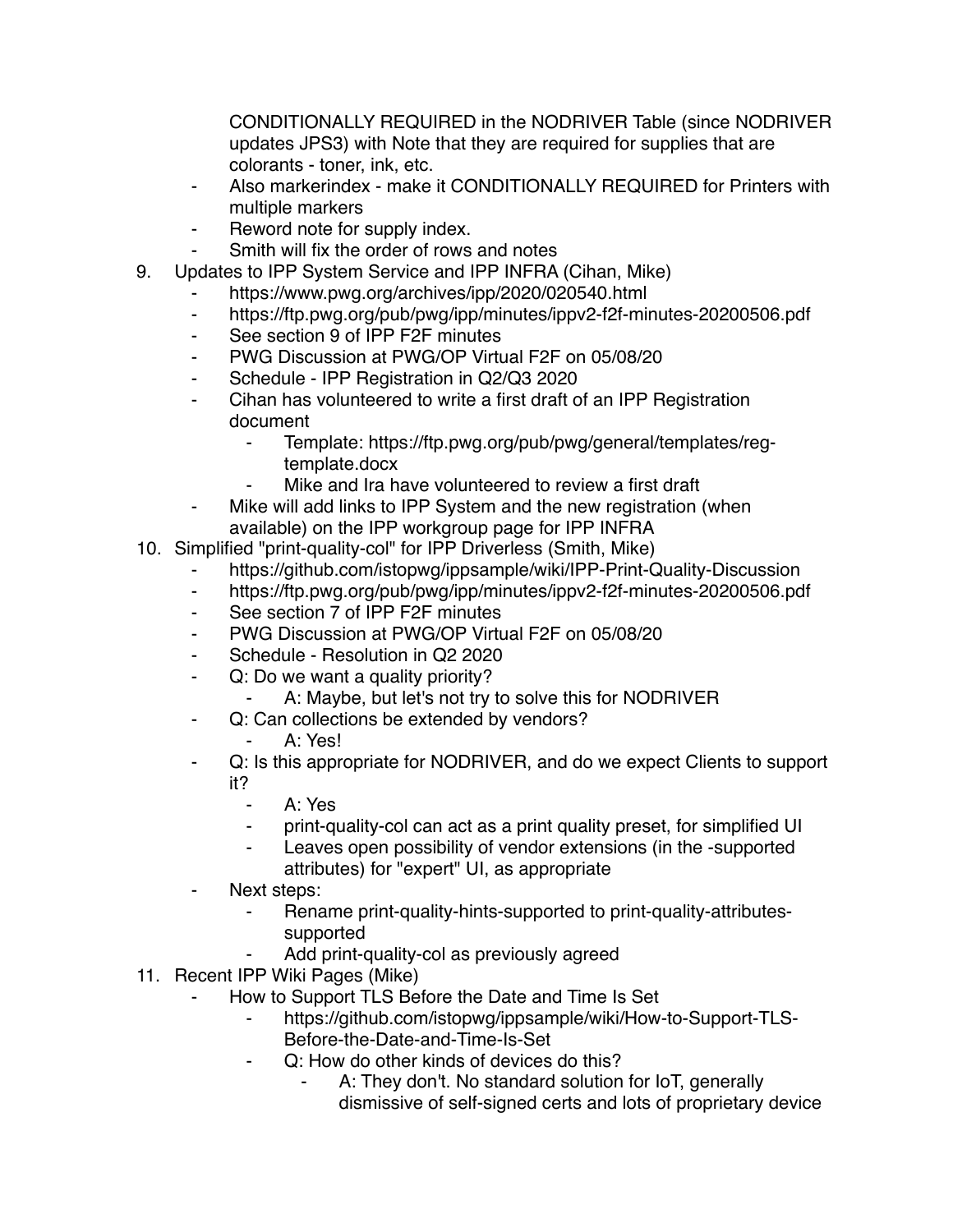CONDITIONALLY REQUIRED in the NODRIVER Table (since NODRIVER updates JPS3) with Note that they are required for supplies that are colorants - toner, ink, etc.
    - Also markerindex - make it CONDITIONALLY REQUIRED for Printers with multiple markers
    - Reword note for supply index.
    - Smith will fix the order of rows and notes
9. Updates to IPP System Service and IPP INFRA (Cihan, Mike)
    - https://www.pwg.org/archives/ipp/2020/020540.html
    - https://ftp.pwg.org/pub/pwg/ipp/minutes/ippv2-f2f-minutes-20200506.pdf
    - See section 9 of IPP F2F minutes
    - PWG Discussion at PWG/OP Virtual F2F on 05/08/20
    - Schedule - IPP Registration in Q2/Q3 2020
    - Cihan has volunteered to write a first draft of an IPP Registration document
        - Template: https://ftp.pwg.org/pub/pwg/general/templates/reg-template.docx
        - Mike and Ira have volunteered to review a first draft
    - Mike will add links to IPP System and the new registration (when available) on the IPP workgroup page for IPP INFRA
10. Simplified "print-quality-col" for IPP Driverless (Smith, Mike)
    - https://github.com/istopwg/ippsample/wiki/IPP-Print-Quality-Discussion
    - https://ftp.pwg.org/pub/pwg/ipp/minutes/ippv2-f2f-minutes-20200506.pdf
    - See section 7 of IPP F2F minutes
    - PWG Discussion at PWG/OP Virtual F2F on 05/08/20
    - Schedule - Resolution in Q2 2020
    - Q: Do we want a quality priority?
        - A: Maybe, but let's not try to solve this for NODRIVER
    - Q: Can collections be extended by vendors?
        - A: Yes!
    - Q: Is this appropriate for NODRIVER, and do we expect Clients to support it?
        - A: Yes
        - print-quality-col can act as a print quality preset, for simplified UI
        - Leaves open possibility of vendor extensions (in the -supported attributes) for "expert" UI, as appropriate
    - Next steps:
        - Rename print-quality-hints-supported to print-quality-attributes-supported
        - Add print-quality-col as previously agreed
11. Recent IPP Wiki Pages (Mike)
    - How to Support TLS Before the Date and Time Is Set
        - https://github.com/istopwg/ippsample/wiki/How-to-Support-TLS-Before-the-Date-and-Time-Is-Set
        - Q: How do other kinds of devices do this?
            - A: They don't. No standard solution for IoT, generally dismissive of self-signed certs and lots of proprietary device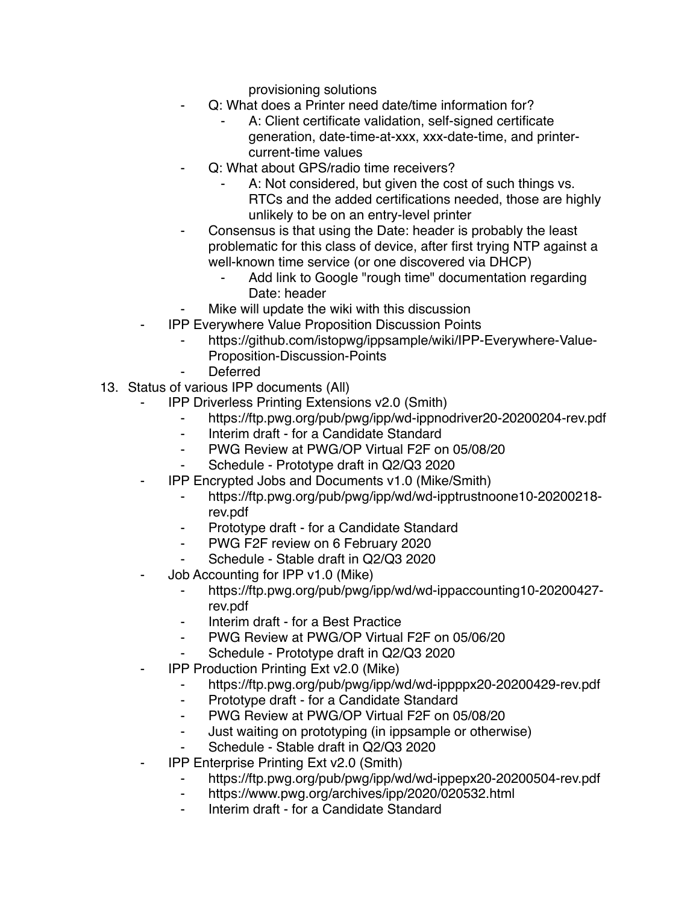provisioning solutions

- Q: What does a Printer need date/time information for?
    - A: Client certificate validation, self-signed certificate generation, date-time-at-xxx, xxx-date-time, and printer-current-time values
- Q: What about GPS/radio time receivers?
    - A: Not considered, but given the cost of such things vs. RTCs and the added certifications needed, those are highly unlikely to be on an entry-level printer
- Consensus is that using the Date: header is probably the least problematic for this class of device, after first trying NTP against a well-known time service (or one discovered via DHCP)
    - Add link to Google "rough time" documentation regarding Date: header
- Mike will update the wiki with this discussion

- IPP Everywhere Value Proposition Discussion Points
    - https://github.com/istopwg/ippsample/wiki/IPP-Everywhere-Value-Proposition-Discussion-Points
    - Deferred

13. Status of various IPP documents (All)
    - IPP Driverless Printing Extensions v2.0 (Smith)
        - https://ftp.pwg.org/pub/pwg/ipp/wd-ippnodriver20-20200204-rev.pdf
        - Interim draft - for a Candidate Standard
        - PWG Review at PWG/OP Virtual F2F on 05/08/20
        - Schedule - Prototype draft in Q2/Q3 2020
    - IPP Encrypted Jobs and Documents v1.0 (Mike/Smith)
        - https://ftp.pwg.org/pub/pwg/ipp/wd/wd-ipptrustnoone10-20200218-rev.pdf
        - Prototype draft - for a Candidate Standard
        - PWG F2F review on 6 February 2020
        - Schedule - Stable draft in Q2/Q3 2020
    - Job Accounting for IPP v1.0 (Mike)
        - https://ftp.pwg.org/pub/pwg/ipp/wd/wd-ippaccounting10-20200427-rev.pdf
        - Interim draft - for a Best Practice
        - PWG Review at PWG/OP Virtual F2F on 05/06/20
        - Schedule - Prototype draft in Q2/Q3 2020
    - IPP Production Printing Ext v2.0 (Mike)
        - https://ftp.pwg.org/pub/pwg/ipp/wd/wd-ippppx20-20200429-rev.pdf
        - Prototype draft - for a Candidate Standard
        - PWG Review at PWG/OP Virtual F2F on 05/08/20
        - Just waiting on prototyping (in ippsample or otherwise)
        - Schedule - Stable draft in Q2/Q3 2020
    - IPP Enterprise Printing Ext v2.0 (Smith)
        - https://ftp.pwg.org/pub/pwg/ipp/wd/wd-ippepx20-20200504-rev.pdf
        - https://www.pwg.org/archives/ipp/2020/020532.html
        - Interim draft - for a Candidate Standard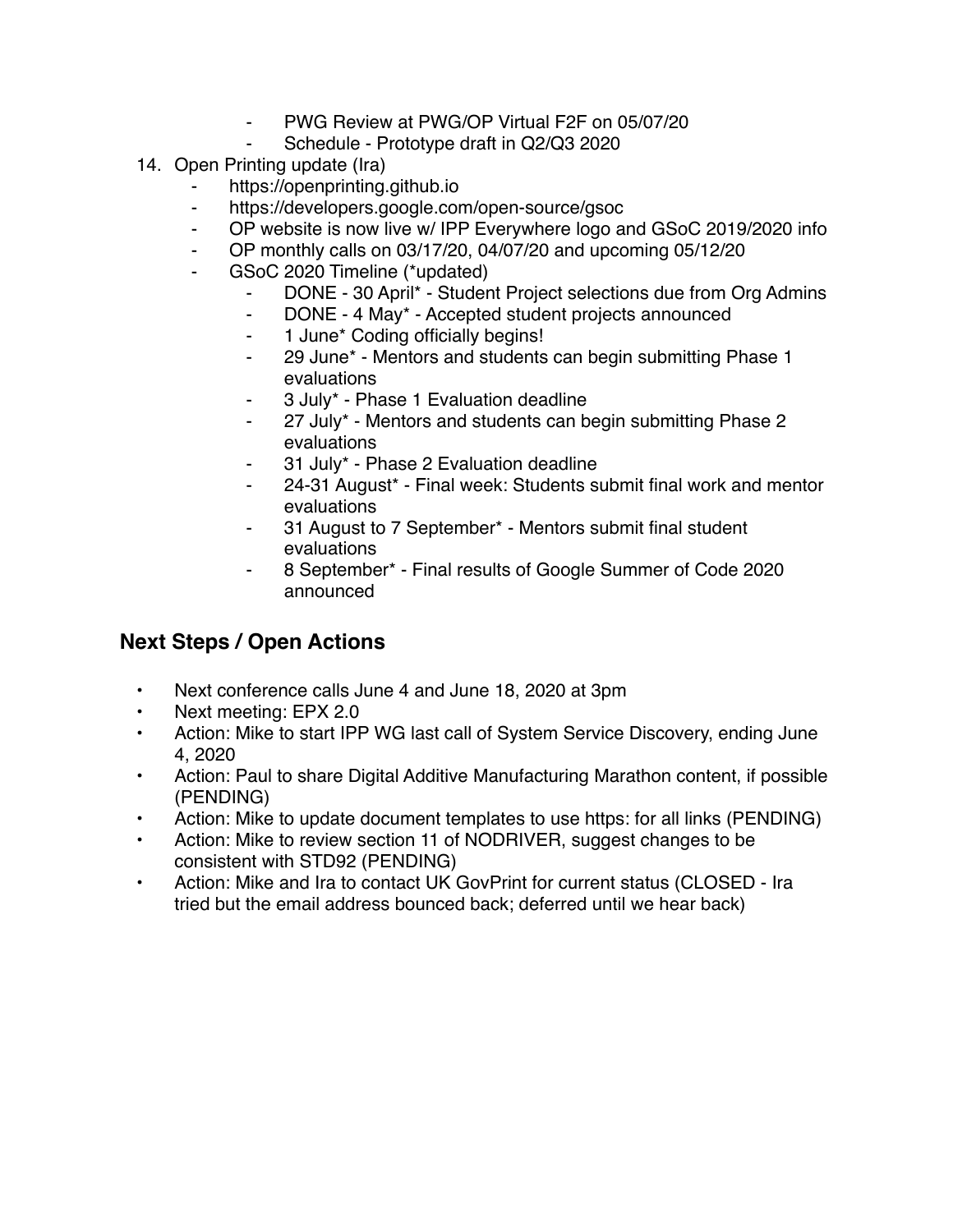- PWG Review at PWG/OP Virtual F2F on 05/07/20
        - Schedule - Prototype draft in Q2/Q3 2020

14. Open Printing update (Ira)
    - https://openprinting.github.io
    - https://developers.google.com/open-source/gsoc
    - OP website is now live w/ IPP Everywhere logo and GSoC 2019/2020 info
    - OP monthly calls on 03/17/20, 04/07/20 and upcoming 05/12/20
    - GSoC 2020 Timeline (*updated)
        - DONE - 30 April* - Student Project selections due from Org Admins
        - DONE - 4 May* - Accepted student projects announced
        - 1 June* Coding officially begins!
        - 29 June* - Mentors and students can begin submitting Phase 1 evaluations
        - 3 July* - Phase 1 Evaluation deadline
        - 27 July* - Mentors and students can begin submitting Phase 2 evaluations
        - 31 July* - Phase 2 Evaluation deadline
        - 24-31 August* - Final week: Students submit final work and mentor evaluations
        - 31 August to 7 September* - Mentors submit final student evaluations
        - 8 September* - Final results of Google Summer of Code 2020 announced

## Next Steps / Open Actions

- Next conference calls June 4 and June 18, 2020 at 3pm
- Next meeting: EPX 2.0
- Action: Mike to start IPP WG last call of System Service Discovery, ending June 4, 2020
- Action: Paul to share Digital Additive Manufacturing Marathon content, if possible (PENDING)
- Action: Mike to update document templates to use https: for all links (PENDING)
- Action: Mike to review section 11 of NODRIVER, suggest changes to be consistent with STD92 (PENDING)
- Action: Mike and Ira to contact UK GovPrint for current status (CLOSED - Ira tried but the email address bounced back; deferred until we hear back)